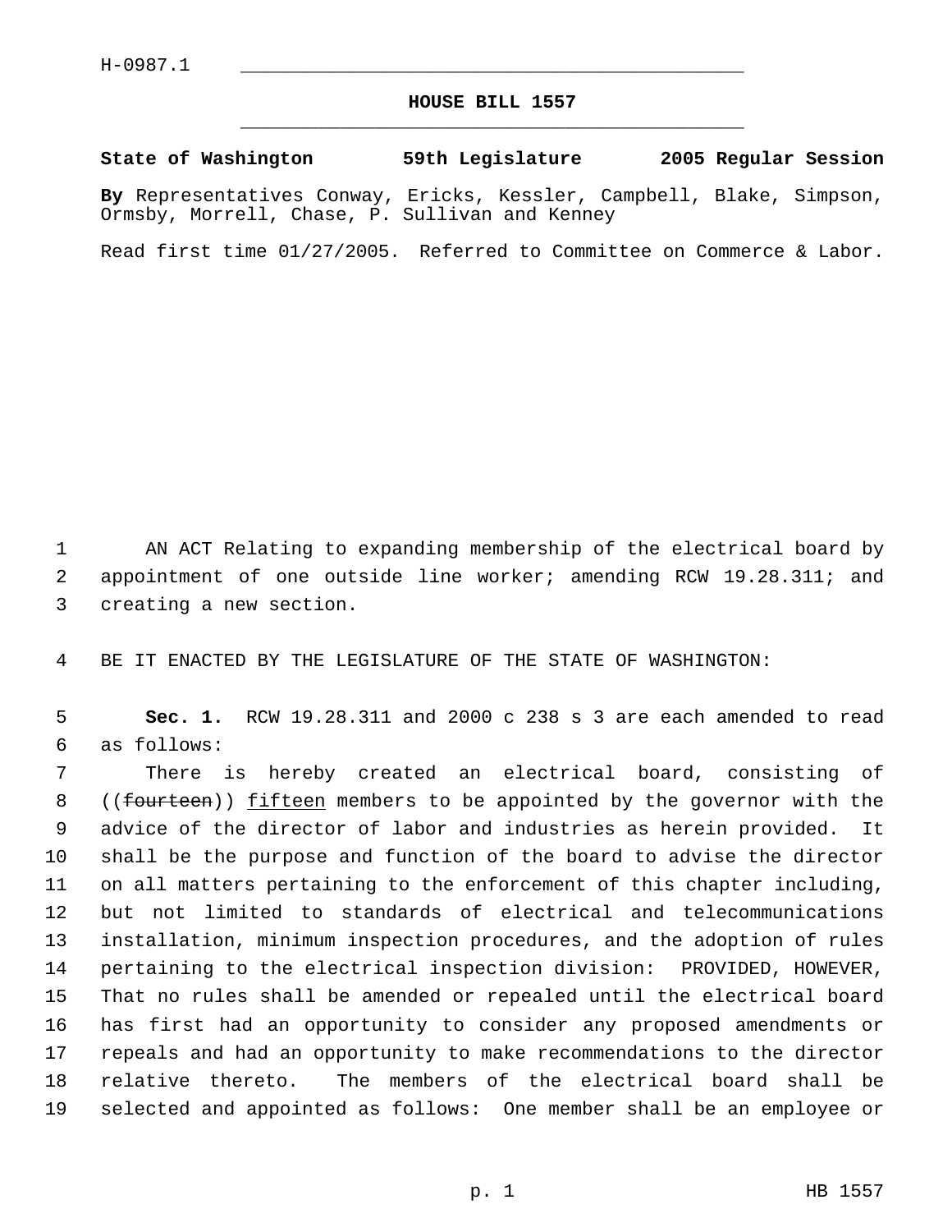H-0987.1

# HOUSE BILL 1557

**State of Washington 59th Legislature 2005 Regular Session**

**By** Representatives Conway, Ericks, Kessler, Campbell, Blake, Simpson, Ormsby, Morrell, Chase, P. Sullivan and Kenney

Read first time 01/27/2005. Referred to Committee on Commerce & Labor.

AN ACT Relating to expanding membership of the electrical board by appointment of one outside line worker; amending RCW 19.28.311; and creating a new section.

BE IT ENACTED BY THE LEGISLATURE OF THE STATE OF WASHINGTON:

**Sec. 1.** RCW 19.28.311 and 2000 c 238 s 3 are each amended to read as follows:

There is hereby created an electrical board, consisting of ((~~fourteen~~)) <u>fifteen</u> members to be appointed by the governor with the advice of the director of labor and industries as herein provided. It shall be the purpose and function of the board to advise the director on all matters pertaining to the enforcement of this chapter including, but not limited to standards of electrical and telecommunications installation, minimum inspection procedures, and the adoption of rules pertaining to the electrical inspection division: PROVIDED, HOWEVER, That no rules shall be amended or repealed until the electrical board has first had an opportunity to consider any proposed amendments or repeals and had an opportunity to make recommendations to the director relative thereto. The members of the electrical board shall be selected and appointed as follows: One member shall be an employee or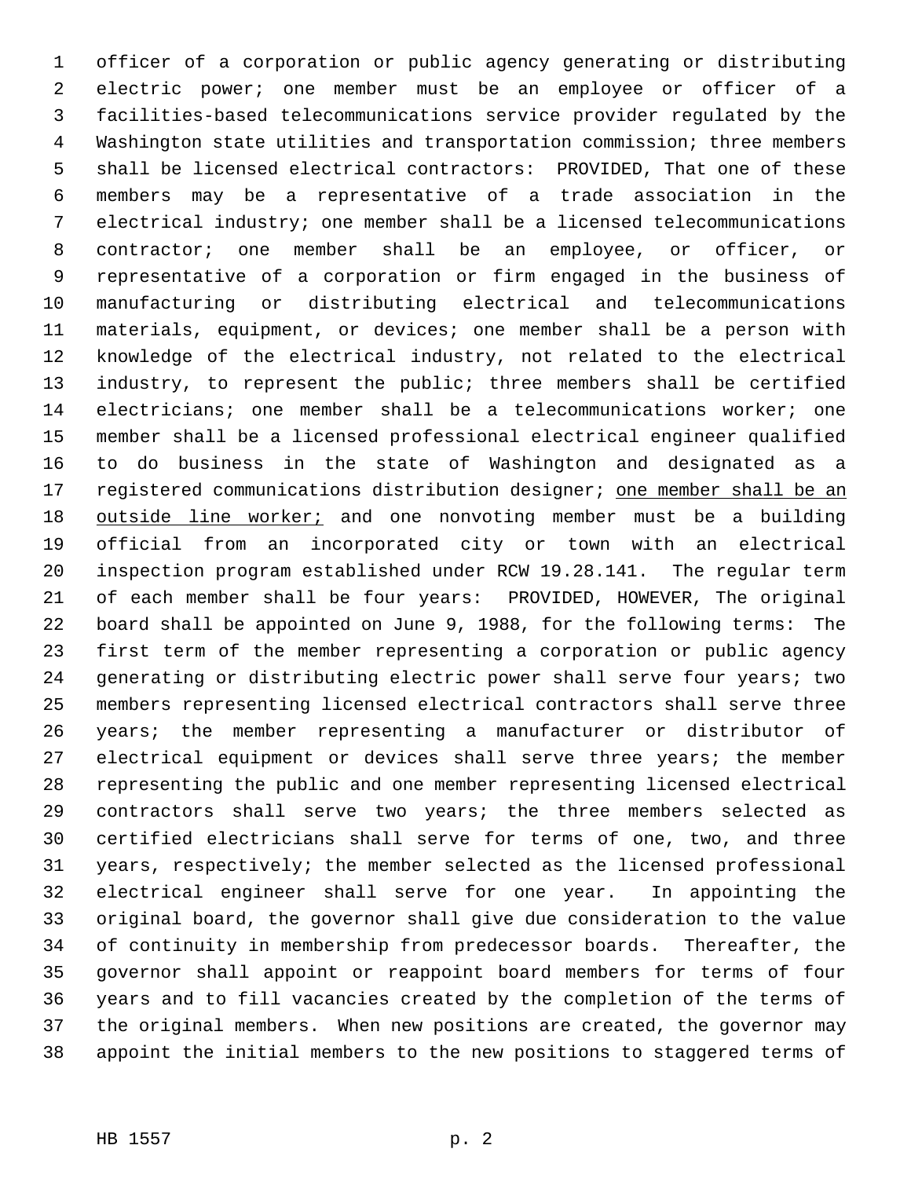officer of a corporation or public agency generating or distributing electric power; one member must be an employee or officer of a facilities-based telecommunications service provider regulated by the Washington state utilities and transportation commission; three members shall be licensed electrical contractors: PROVIDED, That one of these members may be a representative of a trade association in the electrical industry; one member shall be a licensed telecommunications contractor; one member shall be an employee, or officer, or representative of a corporation or firm engaged in the business of manufacturing or distributing electrical and telecommunications materials, equipment, or devices; one member shall be a person with knowledge of the electrical industry, not related to the electrical industry, to represent the public; three members shall be certified electricians; one member shall be a telecommunications worker; one member shall be a licensed professional electrical engineer qualified to do business in the state of Washington and designated as a registered communications distribution designer; <u>one member shall be an outside line worker;</u> and one nonvoting member must be a building official from an incorporated city or town with an electrical inspection program established under RCW 19.28.141. The regular term of each member shall be four years: PROVIDED, HOWEVER, The original board shall be appointed on June 9, 1988, for the following terms: The first term of the member representing a corporation or public agency generating or distributing electric power shall serve four years; two members representing licensed electrical contractors shall serve three years; the member representing a manufacturer or distributor of electrical equipment or devices shall serve three years; the member representing the public and one member representing licensed electrical contractors shall serve two years; the three members selected as certified electricians shall serve for terms of one, two, and three years, respectively; the member selected as the licensed professional electrical engineer shall serve for one year. In appointing the original board, the governor shall give due consideration to the value of continuity in membership from predecessor boards. Thereafter, the governor shall appoint or reappoint board members for terms of four years and to fill vacancies created by the completion of the terms of the original members. When new positions are created, the governor may appoint the initial members to the new positions to staggered terms of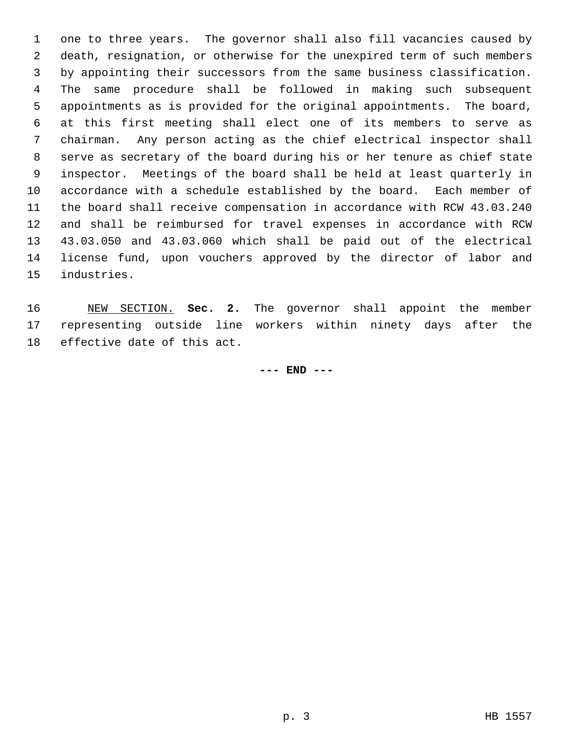one to three years. The governor shall also fill vacancies caused by death, resignation, or otherwise for the unexpired term of such members by appointing their successors from the same business classification. The same procedure shall be followed in making such subsequent appointments as is provided for the original appointments. The board, at this first meeting shall elect one of its members to serve as chairman. Any person acting as the chief electrical inspector shall serve as secretary of the board during his or her tenure as chief state inspector. Meetings of the board shall be held at least quarterly in accordance with a schedule established by the board. Each member of the board shall receive compensation in accordance with RCW 43.03.240 and shall be reimbursed for travel expenses in accordance with RCW 43.03.050 and 43.03.060 which shall be paid out of the electrical license fund, upon vouchers approved by the director of labor and industries.

NEW SECTION. **Sec. 2.** The governor shall appoint the member representing outside line workers within ninety days after the effective date of this act.

**--- END ---**